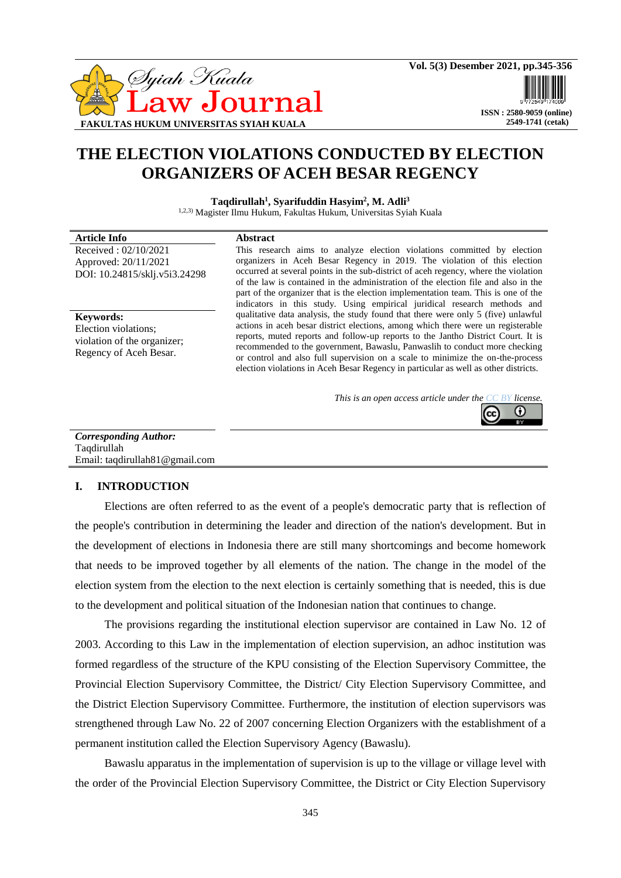# THE ELECTION VIOLATIONS CONDUCTED BY ELECTION ORGANIZERS OF ACEH BESAR REGENCY

**Taqdirullah[1], Syarifuddin Hasyim[2], M. Adli[3]**
[1,2,3] Magister Ilmu Hukum, Fakultas Hukum, Universitas Syiah Kuala

**Article Info**
Received : 02/10/2021
Approved: 20/11/2021
DOI: 10.24815/sklj.v5i3.24298

**Keywords:**
Election violations;
violation of the organizer;
Regency of Aceh Besar.

**Abstract**

This research aims to analyze election violations committed by election organizers in Aceh Besar Regency in 2019. The violation of this election occurred at several points in the sub-district of aceh regency, where the violation of the law is contained in the administration of the election file and also in the part of the organizer that is the election implementation team. This is one of the indicators in this study. Using empirical juridical research methods and qualitative data analysis, the study found that there were only 5 (five) unlawful actions in aceh besar district elections, among which there were un registerable reports, muted reports and follow-up reports to the Jantho District Court. It is recommended to the government, Bawaslu, Panwaslih to conduct more checking or control and also full supervision on a scale to minimize the on-the-process election violations in Aceh Besar Regency in particular as well as other districts.

*This is an open access article under the CC BY license.*

***Corresponding Author:***
Taqdirullah
Email: taqdirullah81@gmail.com

## I. INTRODUCTION

Elections are often referred to as the event of a people's democratic party that is reflection of the people's contribution in determining the leader and direction of the nation's development. But in the development of elections in Indonesia there are still many shortcomings and become homework that needs to be improved together by all elements of the nation. The change in the model of the election system from the election to the next election is certainly something that is needed, this is due to the development and political situation of the Indonesian nation that continues to change.

The provisions regarding the institutional election supervisor are contained in Law No. 12 of 2003. According to this Law in the implementation of election supervision, an adhoc institution was formed regardless of the structure of the KPU consisting of the Election Supervisory Committee, the Provincial Election Supervisory Committee, the District/ City Election Supervisory Committee, and the District Election Supervisory Committee. Furthermore, the institution of election supervisors was strengthened through Law No. 22 of 2007 concerning Election Organizers with the establishment of a permanent institution called the Election Supervisory Agency (Bawaslu).

Bawaslu apparatus in the implementation of supervision is up to the village or village level with the order of the Provincial Election Supervisory Committee, the District or City Election Supervisory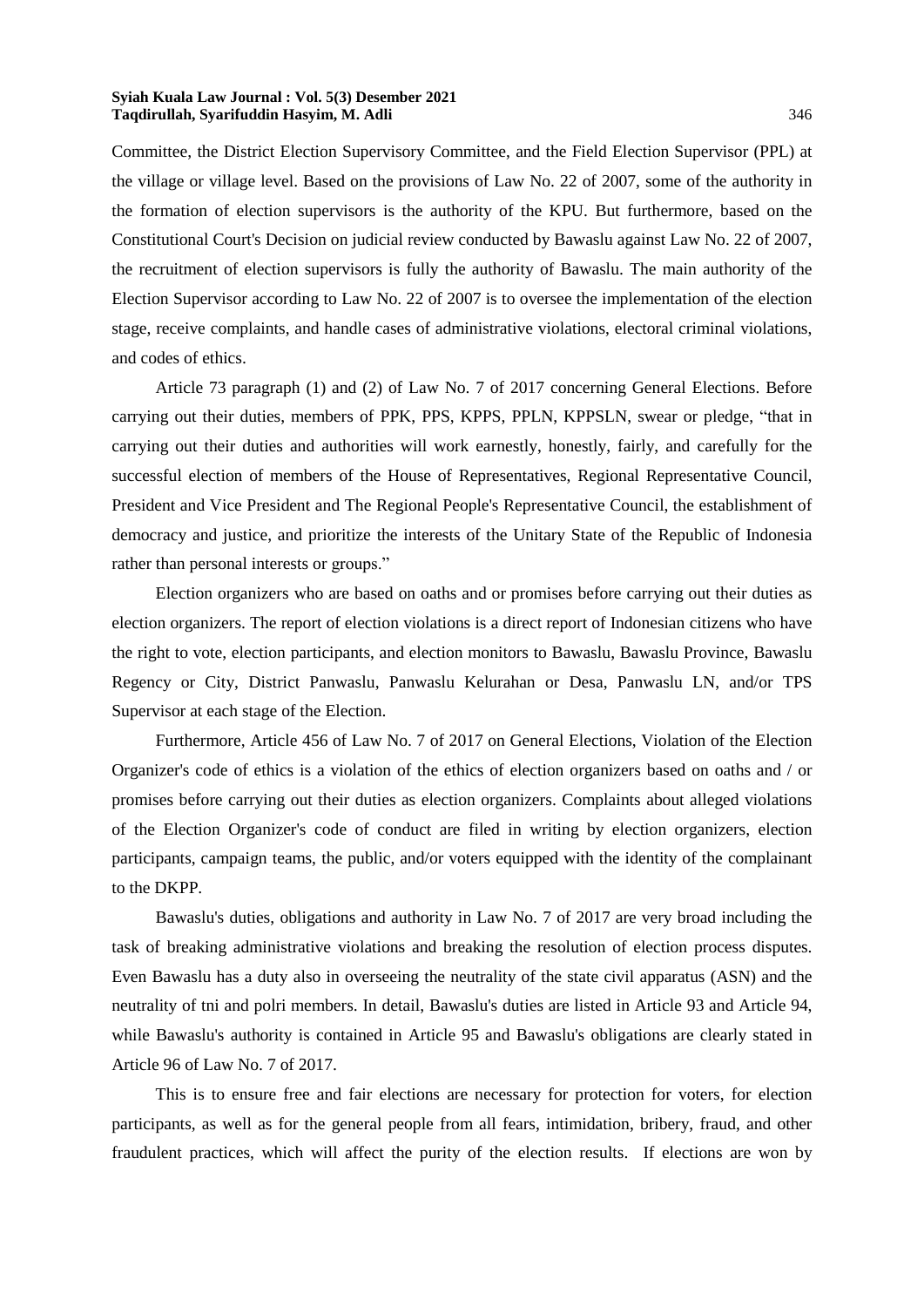Committee, the District Election Supervisory Committee, and the Field Election Supervisor (PPL) at the village or village level. Based on the provisions of Law No. 22 of 2007, some of the authority in the formation of election supervisors is the authority of the KPU. But furthermore, based on the Constitutional Court's Decision on judicial review conducted by Bawaslu against Law No. 22 of 2007, the recruitment of election supervisors is fully the authority of Bawaslu. The main authority of the Election Supervisor according to Law No. 22 of 2007 is to oversee the implementation of the election stage, receive complaints, and handle cases of administrative violations, electoral criminal violations, and codes of ethics.

Article 73 paragraph (1) and (2) of Law No. 7 of 2017 concerning General Elections. Before carrying out their duties, members of PPK, PPS, KPPS, PPLN, KPPSLN, swear or pledge, "that in carrying out their duties and authorities will work earnestly, honestly, fairly, and carefully for the successful election of members of the House of Representatives, Regional Representative Council, President and Vice President and The Regional People's Representative Council, the establishment of democracy and justice, and prioritize the interests of the Unitary State of the Republic of Indonesia rather than personal interests or groups."

Election organizers who are based on oaths and or promises before carrying out their duties as election organizers. The report of election violations is a direct report of Indonesian citizens who have the right to vote, election participants, and election monitors to Bawaslu, Bawaslu Province, Bawaslu Regency or City, District Panwaslu, Panwaslu Kelurahan or Desa, Panwaslu LN, and/or TPS Supervisor at each stage of the Election.

Furthermore, Article 456 of Law No. 7 of 2017 on General Elections, Violation of the Election Organizer's code of ethics is a violation of the ethics of election organizers based on oaths and / or promises before carrying out their duties as election organizers. Complaints about alleged violations of the Election Organizer's code of conduct are filed in writing by election organizers, election participants, campaign teams, the public, and/or voters equipped with the identity of the complainant to the DKPP.

Bawaslu's duties, obligations and authority in Law No. 7 of 2017 are very broad including the task of breaking administrative violations and breaking the resolution of election process disputes. Even Bawaslu has a duty also in overseeing the neutrality of the state civil apparatus (ASN) and the neutrality of tni and polri members. In detail, Bawaslu's duties are listed in Article 93 and Article 94, while Bawaslu's authority is contained in Article 95 and Bawaslu's obligations are clearly stated in Article 96 of Law No. 7 of 2017.

This is to ensure free and fair elections are necessary for protection for voters, for election participants, as well as for the general people from all fears, intimidation, bribery, fraud, and other fraudulent practices, which will affect the purity of the election results. If elections are won by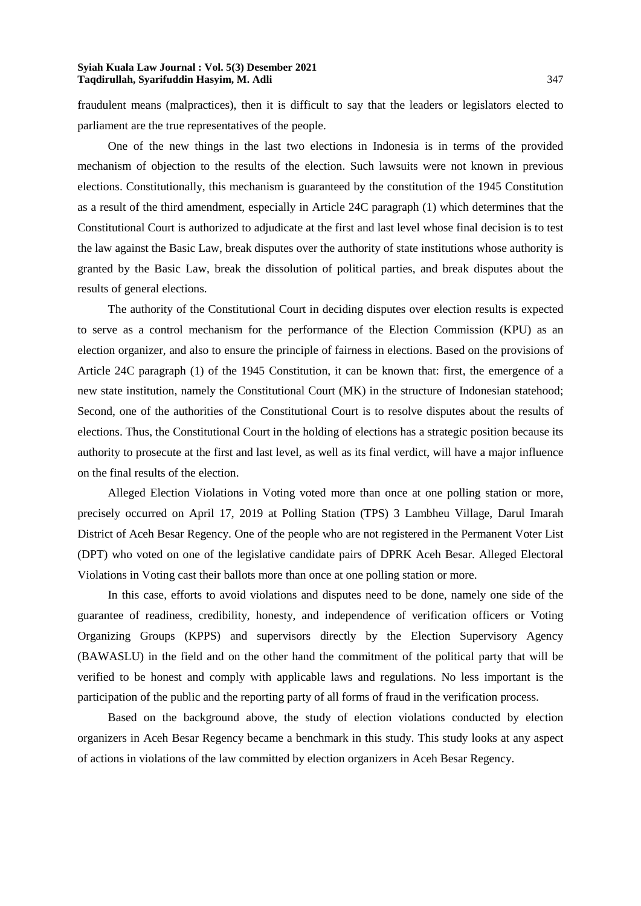fraudulent means (malpractices), then it is difficult to say that the leaders or legislators elected to parliament are the true representatives of the people.

One of the new things in the last two elections in Indonesia is in terms of the provided mechanism of objection to the results of the election. Such lawsuits were not known in previous elections. Constitutionally, this mechanism is guaranteed by the constitution of the 1945 Constitution as a result of the third amendment, especially in Article 24C paragraph (1) which determines that the Constitutional Court is authorized to adjudicate at the first and last level whose final decision is to test the law against the Basic Law, break disputes over the authority of state institutions whose authority is granted by the Basic Law, break the dissolution of political parties, and break disputes about the results of general elections.

The authority of the Constitutional Court in deciding disputes over election results is expected to serve as a control mechanism for the performance of the Election Commission (KPU) as an election organizer, and also to ensure the principle of fairness in elections. Based on the provisions of Article 24C paragraph (1) of the 1945 Constitution, it can be known that: first, the emergence of a new state institution, namely the Constitutional Court (MK) in the structure of Indonesian statehood; Second, one of the authorities of the Constitutional Court is to resolve disputes about the results of elections. Thus, the Constitutional Court in the holding of elections has a strategic position because its authority to prosecute at the first and last level, as well as its final verdict, will have a major influence on the final results of the election.

Alleged Election Violations in Voting voted more than once at one polling station or more, precisely occurred on April 17, 2019 at Polling Station (TPS) 3 Lambheu Village, Darul Imarah District of Aceh Besar Regency. One of the people who are not registered in the Permanent Voter List (DPT) who voted on one of the legislative candidate pairs of DPRK Aceh Besar. Alleged Electoral Violations in Voting cast their ballots more than once at one polling station or more.

In this case, efforts to avoid violations and disputes need to be done, namely one side of the guarantee of readiness, credibility, honesty, and independence of verification officers or Voting Organizing Groups (KPPS) and supervisors directly by the Election Supervisory Agency (BAWASLU) in the field and on the other hand the commitment of the political party that will be verified to be honest and comply with applicable laws and regulations. No less important is the participation of the public and the reporting party of all forms of fraud in the verification process.

Based on the background above, the study of election violations conducted by election organizers in Aceh Besar Regency became a benchmark in this study. This study looks at any aspect of actions in violations of the law committed by election organizers in Aceh Besar Regency.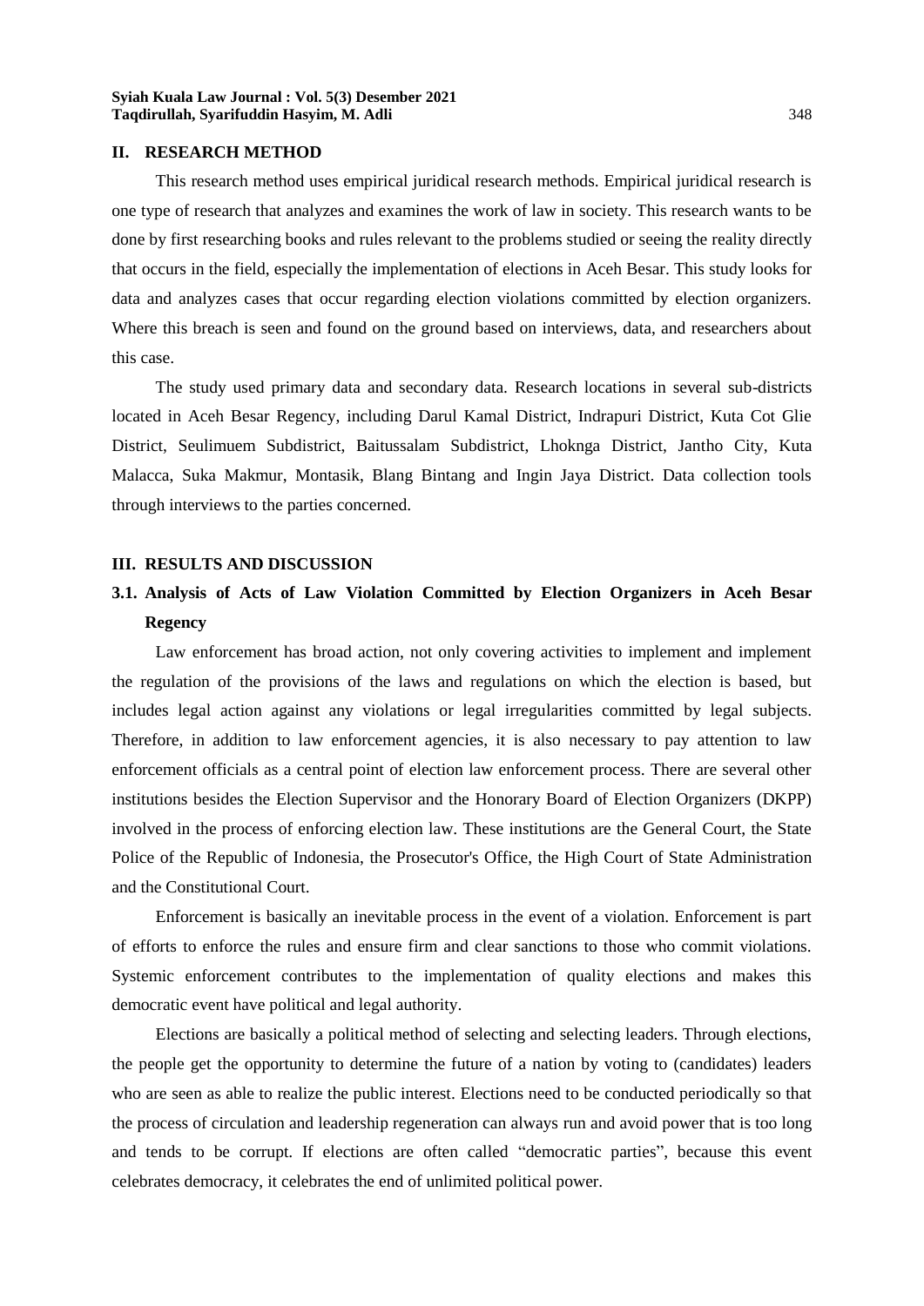## II. RESEARCH METHOD

This research method uses empirical juridical research methods. Empirical juridical research is one type of research that analyzes and examines the work of law in society. This research wants to be done by first researching books and rules relevant to the problems studied or seeing the reality directly that occurs in the field, especially the implementation of elections in Aceh Besar. This study looks for data and analyzes cases that occur regarding election violations committed by election organizers. Where this breach is seen and found on the ground based on interviews, data, and researchers about this case.

The study used primary data and secondary data. Research locations in several sub-districts located in Aceh Besar Regency, including Darul Kamal District, Indrapuri District, Kuta Cot Glie District, Seulimuem Subdistrict, Baitussalam Subdistrict, Lhoknga District, Jantho City, Kuta Malacca, Suka Makmur, Montasik, Blang Bintang and Ingin Jaya District. Data collection tools through interviews to the parties concerned.

## III. RESULTS AND DISCUSSION

### 3.1. Analysis of Acts of Law Violation Committed by Election Organizers in Aceh Besar Regency

Law enforcement has broad action, not only covering activities to implement and implement the regulation of the provisions of the laws and regulations on which the election is based, but includes legal action against any violations or legal irregularities committed by legal subjects. Therefore, in addition to law enforcement agencies, it is also necessary to pay attention to law enforcement officials as a central point of election law enforcement process. There are several other institutions besides the Election Supervisor and the Honorary Board of Election Organizers (DKPP) involved in the process of enforcing election law. These institutions are the General Court, the State Police of the Republic of Indonesia, the Prosecutor's Office, the High Court of State Administration and the Constitutional Court.

Enforcement is basically an inevitable process in the event of a violation. Enforcement is part of efforts to enforce the rules and ensure firm and clear sanctions to those who commit violations. Systemic enforcement contributes to the implementation of quality elections and makes this democratic event have political and legal authority.

Elections are basically a political method of selecting and selecting leaders. Through elections, the people get the opportunity to determine the future of a nation by voting to (candidates) leaders who are seen as able to realize the public interest. Elections need to be conducted periodically so that the process of circulation and leadership regeneration can always run and avoid power that is too long and tends to be corrupt. If elections are often called "democratic parties", because this event celebrates democracy, it celebrates the end of unlimited political power.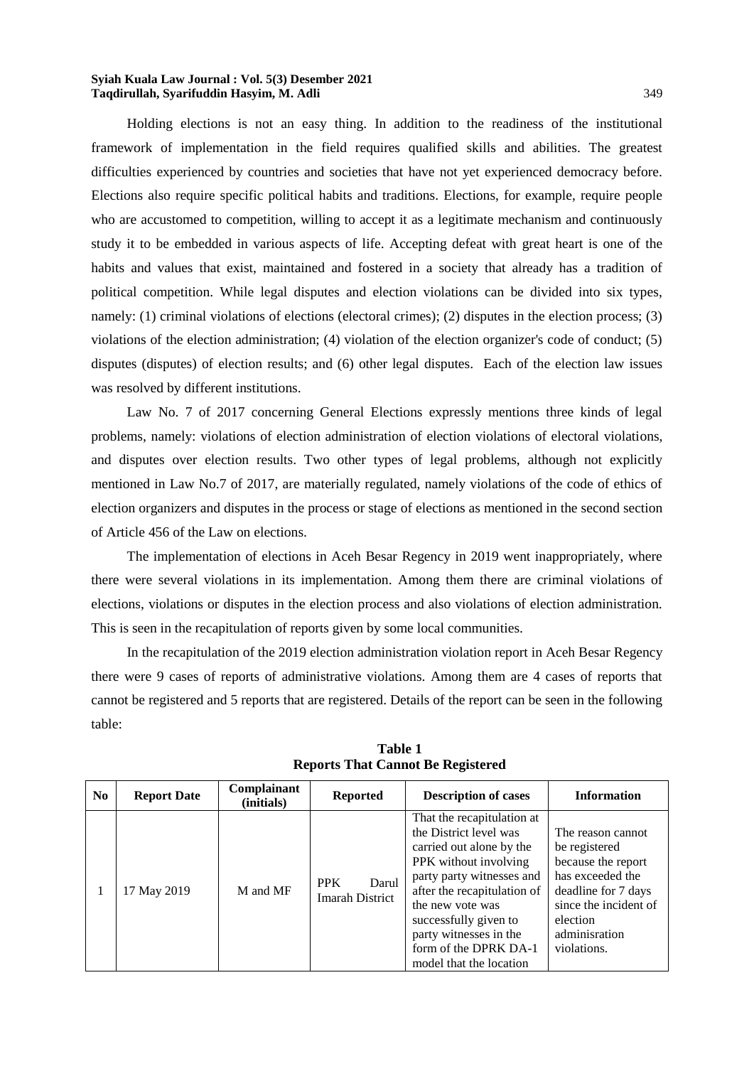Holding elections is not an easy thing. In addition to the readiness of the institutional framework of implementation in the field requires qualified skills and abilities. The greatest difficulties experienced by countries and societies that have not yet experienced democracy before. Elections also require specific political habits and traditions. Elections, for example, require people who are accustomed to competition, willing to accept it as a legitimate mechanism and continuously study it to be embedded in various aspects of life. Accepting defeat with great heart is one of the habits and values that exist, maintained and fostered in a society that already has a tradition of political competition. While legal disputes and election violations can be divided into six types, namely: (1) criminal violations of elections (electoral crimes); (2) disputes in the election process; (3) violations of the election administration; (4) violation of the election organizer's code of conduct; (5) disputes (disputes) of election results; and (6) other legal disputes. Each of the election law issues was resolved by different institutions.

Law No. 7 of 2017 concerning General Elections expressly mentions three kinds of legal problems, namely: violations of election administration of election violations of electoral violations, and disputes over election results. Two other types of legal problems, although not explicitly mentioned in Law No.7 of 2017, are materially regulated, namely violations of the code of ethics of election organizers and disputes in the process or stage of elections as mentioned in the second section of Article 456 of the Law on elections.

The implementation of elections in Aceh Besar Regency in 2019 went inappropriately, where there were several violations in its implementation. Among them there are criminal violations of elections, violations or disputes in the election process and also violations of election administration. This is seen in the recapitulation of reports given by some local communities.

In the recapitulation of the 2019 election administration violation report in Aceh Besar Regency there were 9 cases of reports of administrative violations. Among them are 4 cases of reports that cannot be registered and 5 reports that are registered. Details of the report can be seen in the following table:

**Table 1**
**Reports That Cannot Be Registered**

| No | Report Date | Complainant (initials) | Reported | Description of cases | Information |
|---|---|---|---|---|---|
| 1 | 17 May 2019 | M and MF | PPK Darul Imarah District | That the recapitulation at the District level was carried out alone by the PPK without involving party party witnesses and after the recapitulation of the new vote was successfully given to party witnesses in the form of the DPRK DA-1 model that the location | The reason cannot be registered because the report has exceeded the deadline for 7 days since the incident of election adminisration violations. |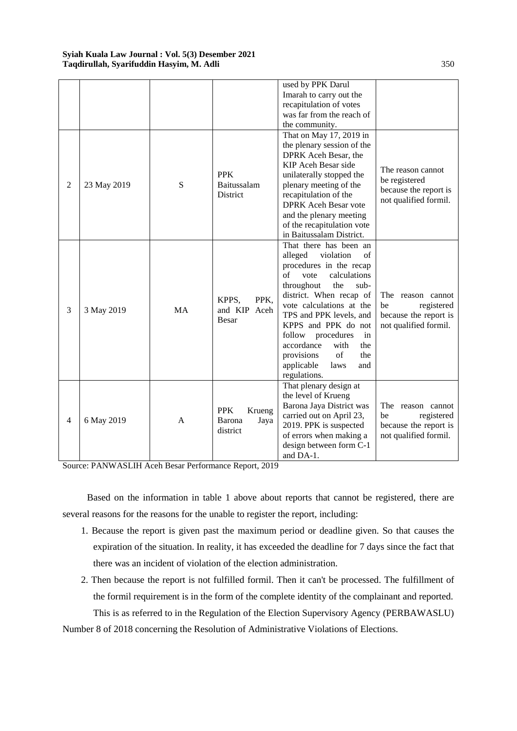| | | | | used by PPK Darul Imarah to carry out the recapitulation of votes was far from the reach of the community. | |
|---|---|---|---|---|---|
| 2 | 23 May 2019 | S | PPK Baitussalam District | That on May 17, 2019 in the plenary session of the DPRK Aceh Besar, the KIP Aceh Besar side unilaterally stopped the plenary meeting of the recapitulation of the DPRK Aceh Besar vote and the plenary meeting of the recapitulation vote in Baitussalam District. | The reason cannot be registered because the report is not qualified formil. |
| 3 | 3 May 2019 | MA | KPPS, PPK, and KIP Aceh Besar | That there has been an alleged violation of procedures in the recap of vote calculations throughout the sub-district. When recap of vote calculations at the TPS and PPK levels, and KPPS and PPK do not follow procedures in accordance with the provisions of the applicable laws and regulations. | The reason cannot be registered because the report is not qualified formil. |
| 4 | 6 May 2019 | A | PPK Krueng Barona Jaya district | That plenary design at the level of Krueng Barona Jaya District was carried out on April 23, 2019. PPK is suspected of errors when making a design between form C-1 and DA-1. | The reason cannot be registered because the report is not qualified formil. |

Source: PANWASLIH Aceh Besar Performance Report, 2019

Based on the information in table 1 above about reports that cannot be registered, there are several reasons for the reasons for the unable to register the report, including:

1. Because the report is given past the maximum period or deadline given. So that causes the expiration of the situation. In reality, it has exceeded the deadline for 7 days since the fact that there was an incident of violation of the election administration.
2. Then because the report is not fulfilled formil. Then it can't be processed. The fulfillment of the formil requirement is in the form of the complete identity of the complainant and reported.

This is as referred to in the Regulation of the Election Supervisory Agency (PERBAWASLU) Number 8 of 2018 concerning the Resolution of Administrative Violations of Elections.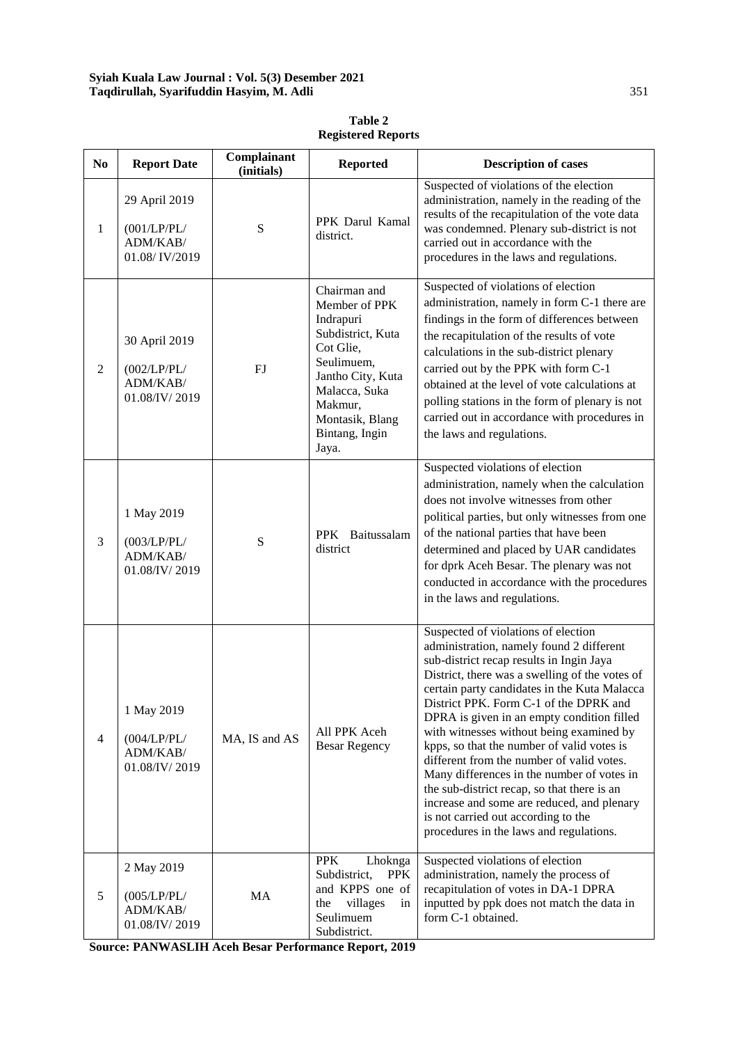**Table 2**
**Registered Reports**

| No | Report Date | Complainant (initials) | Reported | Description of cases |
|---|---|---|---|---|
| 1 | 29 April 2019 (001/LP/PL/ ADM/KAB/ 01.08/ IV/2019 | S | PPK Darul Kamal district. | Suspected of violations of the election administration, namely in the reading of the results of the recapitulation of the vote data was condemned. Plenary sub-district is not carried out in accordance with the procedures in the laws and regulations. |
| 2 | 30 April 2019 (002/LP/PL/ ADM/KAB/ 01.08/IV/ 2019 | FJ | Chairman and Member of PPK Indrapuri Subdistrict, Kuta Cot Glie, Seulimuem, Jantho City, Kuta Malacca, Suka Makmur, Montasik, Blang Bintang, Ingin Jaya. | Suspected of violations of election administration, namely in form C-1 there are findings in the form of differences between the recapitulation of the results of vote calculations in the sub-district plenary carried out by the PPK with form C-1 obtained at the level of vote calculations at polling stations in the form of plenary is not carried out in accordance with procedures in the laws and regulations. |
| 3 | 1 May 2019 (003/LP/PL/ ADM/KAB/ 01.08/IV/ 2019 | S | PPK Baitussalam district | Suspected violations of election administration, namely when the calculation does not involve witnesses from other political parties, but only witnesses from one of the national parties that have been determined and placed by UAR candidates for dprk Aceh Besar. The plenary was not conducted in accordance with the procedures in the laws and regulations. |
| 4 | 1 May 2019 (004/LP/PL/ ADM/KAB/ 01.08/IV/ 2019 | MA, IS and AS | All PPK Aceh Besar Regency | Suspected of violations of election administration, namely found 2 different sub-district recap results in Ingin Jaya District, there was a swelling of the votes of certain party candidates in the Kuta Malacca District PPK. Form C-1 of the DPRK and DPRA is given in an empty condition filled with witnesses without being examined by kpps, so that the number of valid votes is different from the number of valid votes. Many differences in the number of votes in the sub-district recap, so that there is an increase and some are reduced, and plenary is not carried out according to the procedures in the laws and regulations. |
| 5 | 2 May 2019 (005/LP/PL/ ADM/KAB/ 01.08/IV/ 2019 | MA | PPK Lhoknga Subdistrict, PPK and KPPS one of the villages in Seulimuem Subdistrict. | Suspected violations of election administration, namely the process of recapitulation of votes in DA-1 DPRA inputted by ppk does not match the data in form C-1 obtained. |

**Source: PANWASLIH Aceh Besar Performance Report, 2019**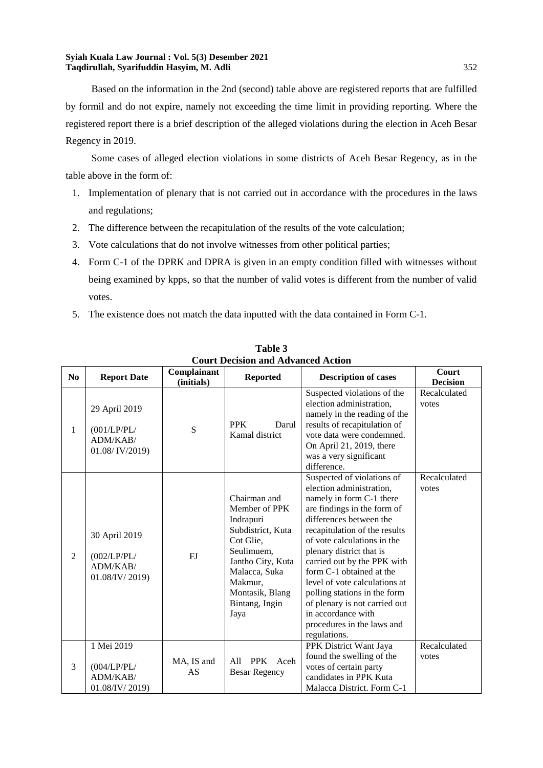Based on the information in the 2nd (second) table above are registered reports that are fulfilled by formil and do not expire, namely not exceeding the time limit in providing reporting. Where the registered report there is a brief description of the alleged violations during the election in Aceh Besar Regency in 2019.

Some cases of alleged election violations in some districts of Aceh Besar Regency, as in the table above in the form of:

1. Implementation of plenary that is not carried out in accordance with the procedures in the laws and regulations;
2. The difference between the recapitulation of the results of the vote calculation;
3. Vote calculations that do not involve witnesses from other political parties;
4. Form C-1 of the DPRK and DPRA is given in an empty condition filled with witnesses without being examined by kpps, so that the number of valid votes is different from the number of valid votes.
5. The existence does not match the data inputted with the data contained in Form C-1.

**Table 3**
**Court Decision and Advanced Action**

| No | Report Date | Complainant (initials) | Reported | Description of cases | Court Decision |
|---|---|---|---|---|---|
| 1 | 29 April 2019 (001/LP/PL/ ADM/KAB/ 01.08/ IV/2019) | S | PPK Darul Kamal district | Suspected violations of the election administration, namely in the reading of the results of recapitulation of vote data were condemned. On April 21, 2019, there was a very significant difference. | Recalculated votes |
| 2 | 30 April 2019 (002/LP/PL/ ADM/KAB/ 01.08/IV/ 2019) | FJ | Chairman and Member of PPK Indrapuri Subdistrict, Kuta Cot Glie, Seulimuem, Jantho City, Kuta Malacca, Suka Makmur, Montasik, Blang Bintang, Ingin Jaya | Suspected of violations of election administration, namely in form C-1 there are findings in the form of differences between the recapitulation of the results of vote calculations in the plenary district that is carried out by the PPK with form C-1 obtained at the level of vote calculations at polling stations in the form of plenary is not carried out in accordance with procedures in the laws and regulations. | Recalculated votes |
| 3 | 1 Mei 2019 (004/LP/PL/ ADM/KAB/ 01.08/IV/ 2019) | MA, IS and AS | All PPK Aceh Besar Regency | PPK District Want Jaya found the swelling of the votes of certain party candidates in PPK Kuta Malacca District. Form C-1 | Recalculated votes |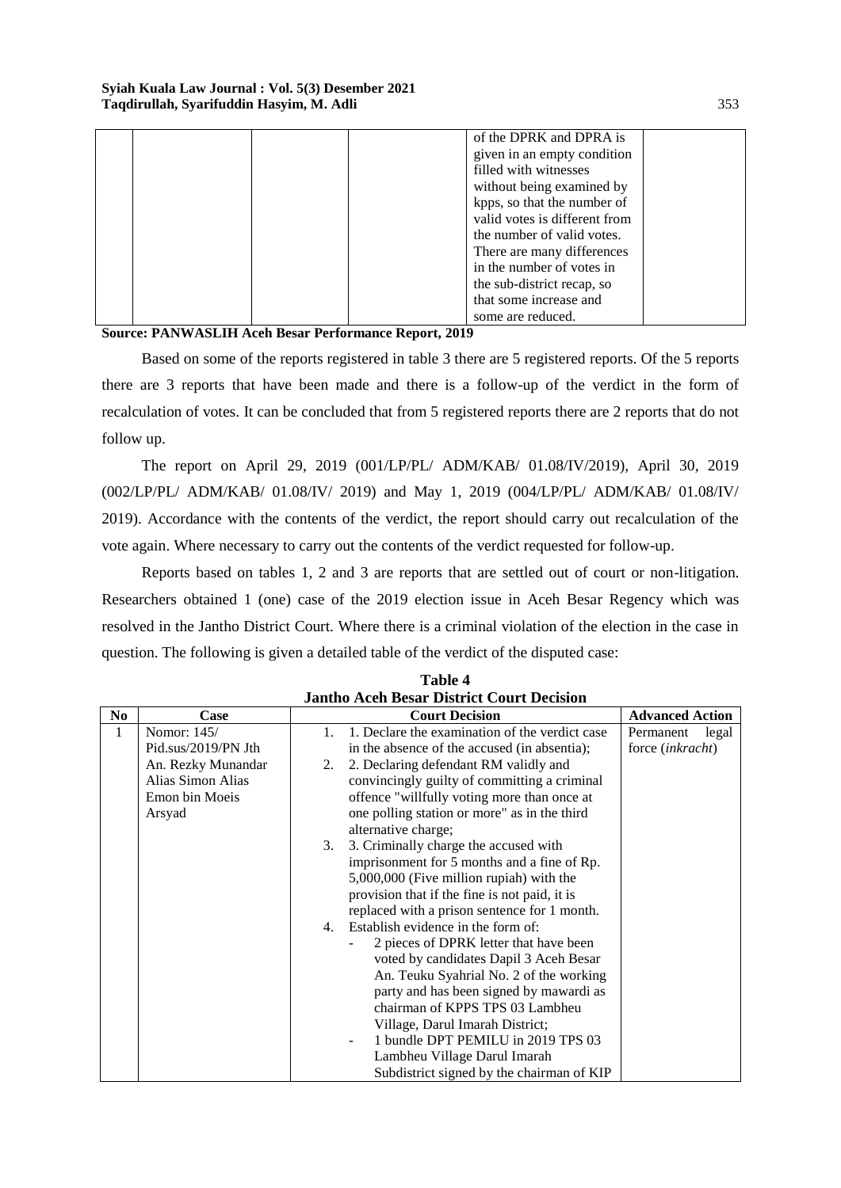| | | | | of the DPRK and DPRA is given in an empty condition filled with witnesses without being examined by kpps, so that the number of valid votes is different from the number of valid votes. There are many differences in the number of votes in the sub-district recap, so that some increase and some are reduced. | |
|---|---|---|---|---|---|

**Source: PANWASLIH Aceh Besar Performance Report, 2019**

Based on some of the reports registered in table 3 there are 5 registered reports. Of the 5 reports there are 3 reports that have been made and there is a follow-up of the verdict in the form of recalculation of votes. It can be concluded that from 5 registered reports there are 2 reports that do not follow up.

The report on April 29, 2019 (001/LP/PL/ ADM/KAB/ 01.08/IV/2019), April 30, 2019 (002/LP/PL/ ADM/KAB/ 01.08/IV/ 2019) and May 1, 2019 (004/LP/PL/ ADM/KAB/ 01.08/IV/ 2019). Accordance with the contents of the verdict, the report should carry out recalculation of the vote again. Where necessary to carry out the contents of the verdict requested for follow-up.

Reports based on tables 1, 2 and 3 are reports that are settled out of court or non-litigation. Researchers obtained 1 (one) case of the 2019 election issue in Aceh Besar Regency which was resolved in the Jantho District Court. Where there is a criminal violation of the election in the case in question. The following is given a detailed table of the verdict of the disputed case:

**Table 4**
**Jantho Aceh Besar District Court Decision**

| No | Case | Court Decision | Advanced Action |
|---|---|---|---|
| 1 | Nomor: 145/ Pid.sus/2019/PN Jth An. Rezky Munandar Alias Simon Alias Emon bin Moeis Arsyad | 1. 1. Declare the examination of the verdict case in the absence of the accused (in absentia);<br>2. 2. Declaring defendant RM validly and convincingly guilty of committing a criminal offence "willfully voting more than once at one polling station or more" as in the third alternative charge;<br>3. 3. Criminally charge the accused with imprisonment for 5 months and a fine of Rp. 5,000,000 (Five million rupiah) with the provision that if the fine is not paid, it is replaced with a prison sentence for 1 month.<br>4. Establish evidence in the form of:<br>- 2 pieces of DPRK letter that have been voted by candidates Dapil 3 Aceh Besar An. Teuku Syahrial No. 2 of the working party and has been signed by mawardi as chairman of KPPS TPS 03 Lambheu Village, Darul Imarah District;<br>- 1 bundle DPT PEMILU in 2019 TPS 03 Lambheu Village Darul Imarah Subdistrict signed by the chairman of KIP | Permanent legal force (*inkracht*) |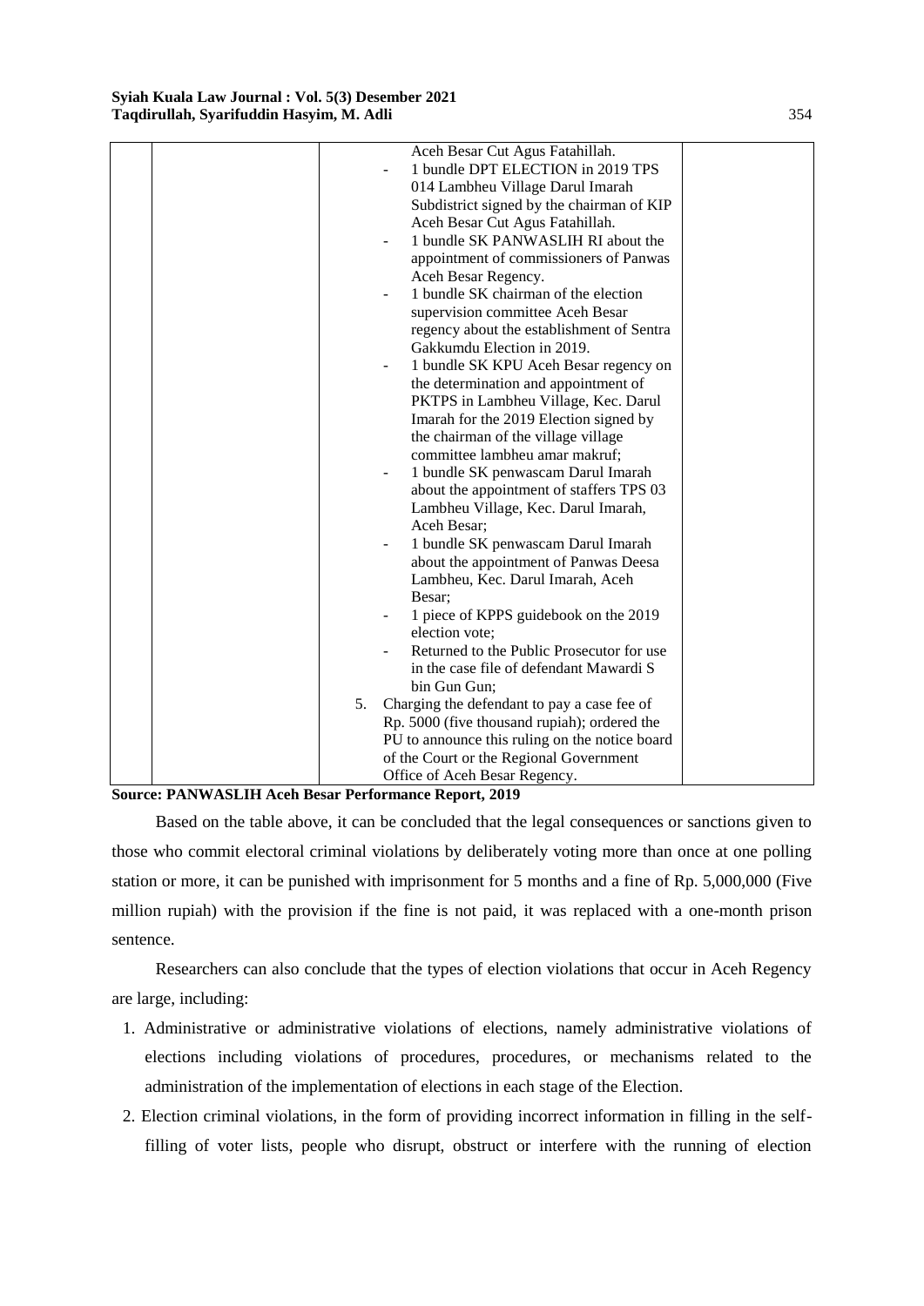| | | Aceh Besar Cut Agus Fatahillah.<br>- 1 bundle DPT ELECTION in 2019 TPS 014 Lambheu Village Darul Imarah Subdistrict signed by the chairman of KIP Aceh Besar Cut Agus Fatahillah.<br>- 1 bundle SK PANWASLIH RI about the appointment of commissioners of Panwas Aceh Besar Regency.<br>- 1 bundle SK chairman of the election supervision committee Aceh Besar regency about the establishment of Sentra Gakkumdu Election in 2019.<br>- 1 bundle SK KPU Aceh Besar regency on the determination and appointment of PKTPS in Lambheu Village, Kec. Darul Imarah for the 2019 Election signed by the chairman of the village village committee lambheu amar makruf;<br>- 1 bundle SK penwascam Darul Imarah about the appointment of staffers TPS 03 Lambheu Village, Kec. Darul Imarah, Aceh Besar;<br>- 1 bundle SK penwascam Darul Imarah about the appointment of Panwas Deesa Lambheu, Kec. Darul Imarah, Aceh Besar;<br>- 1 piece of KPPS guidebook on the 2019 election vote;<br>- Returned to the Public Prosecutor for use in the case file of defendant Mawardi S bin Gun Gun;<br>5. Charging the defendant to pay a case fee of Rp. 5000 (five thousand rupiah); ordered the PU to announce this ruling on the notice board of the Court or the Regional Government Office of Aceh Besar Regency. | |
|---|---|---|---|

**Source: PANWASLIH Aceh Besar Performance Report, 2019**

Based on the table above, it can be concluded that the legal consequences or sanctions given to those who commit electoral criminal violations by deliberately voting more than once at one polling station or more, it can be punished with imprisonment for 5 months and a fine of Rp. 5,000,000 (Five million rupiah) with the provision if the fine is not paid, it was replaced with a one-month prison sentence.

Researchers can also conclude that the types of election violations that occur in Aceh Regency are large, including:

1. Administrative or administrative violations of elections, namely administrative violations of elections including violations of procedures, procedures, or mechanisms related to the administration of the implementation of elections in each stage of the Election.
2. Election criminal violations, in the form of providing incorrect information in filling in the self-filling of voter lists, people who disrupt, obstruct or interfere with the running of election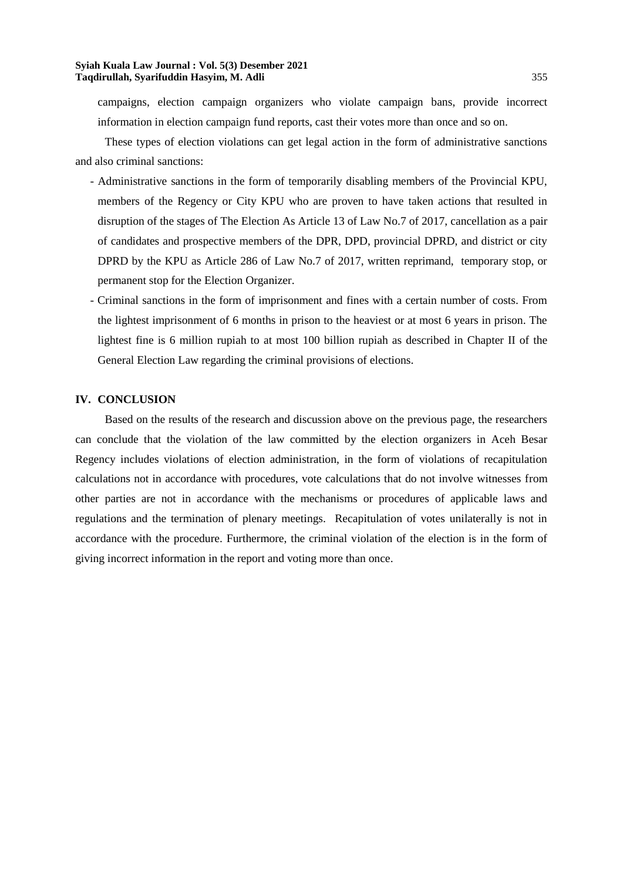campaigns, election campaign organizers who violate campaign bans, provide incorrect information in election campaign fund reports, cast their votes more than once and so on.

These types of election violations can get legal action in the form of administrative sanctions and also criminal sanctions:

- Administrative sanctions in the form of temporarily disabling members of the Provincial KPU, members of the Regency or City KPU who are proven to have taken actions that resulted in disruption of the stages of The Election As Article 13 of Law No.7 of 2017, cancellation as a pair of candidates and prospective members of the DPR, DPD, provincial DPRD, and district or city DPRD by the KPU as Article 286 of Law No.7 of 2017, written reprimand, temporary stop, or permanent stop for the Election Organizer.
- Criminal sanctions in the form of imprisonment and fines with a certain number of costs. From the lightest imprisonment of 6 months in prison to the heaviest or at most 6 years in prison. The lightest fine is 6 million rupiah to at most 100 billion rupiah as described in Chapter II of the General Election Law regarding the criminal provisions of elections.

## IV. CONCLUSION

Based on the results of the research and discussion above on the previous page, the researchers can conclude that the violation of the law committed by the election organizers in Aceh Besar Regency includes violations of election administration, in the form of violations of recapitulation calculations not in accordance with procedures, vote calculations that do not involve witnesses from other parties are not in accordance with the mechanisms or procedures of applicable laws and regulations and the termination of plenary meetings. Recapitulation of votes unilaterally is not in accordance with the procedure. Furthermore, the criminal violation of the election is in the form of giving incorrect information in the report and voting more than once.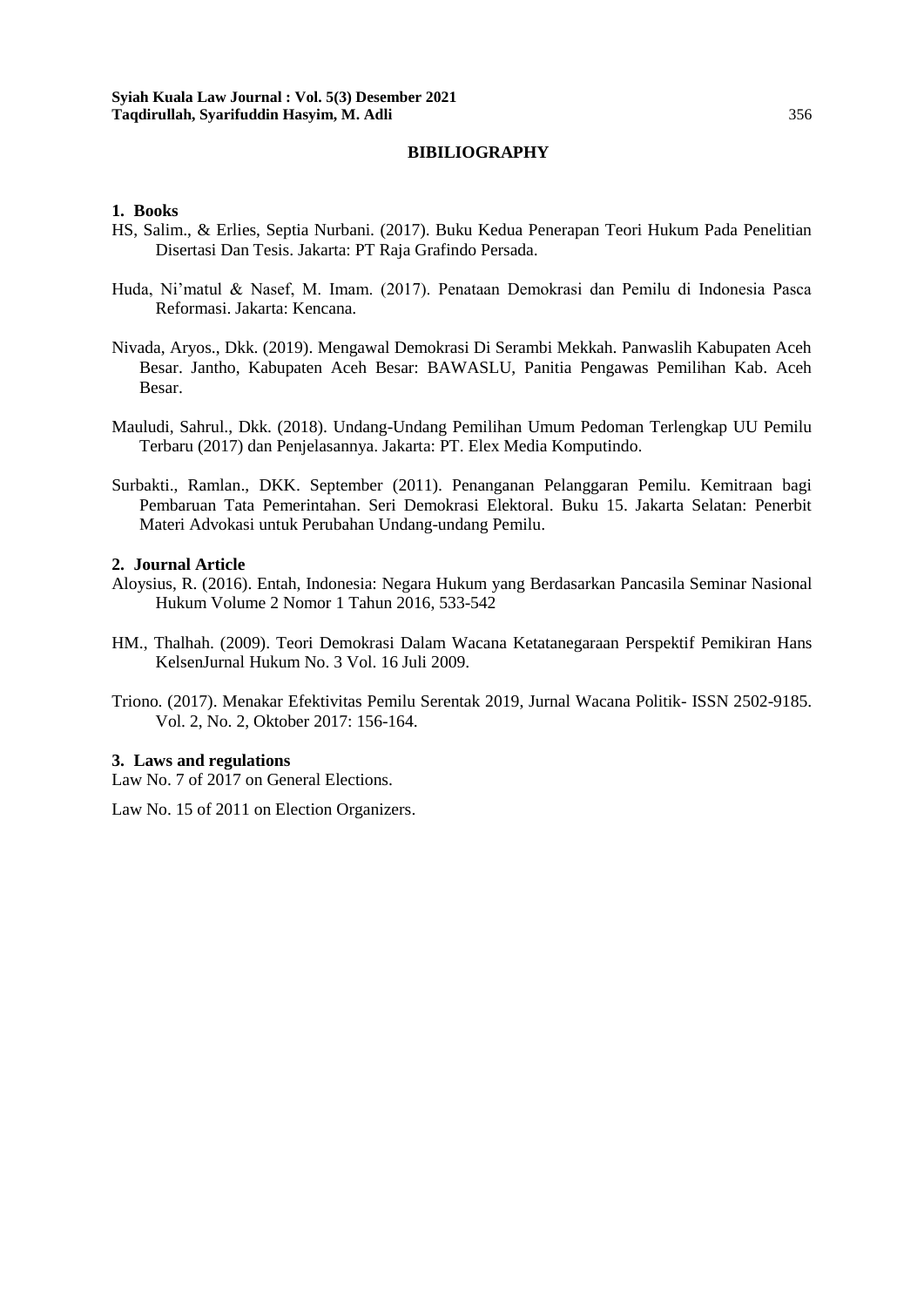## BIBILIOGRAPHY

### 1. Books

HS, Salim., & Erlies, Septia Nurbani. (2017). Buku Kedua Penerapan Teori Hukum Pada Penelitian Disertasi Dan Tesis. Jakarta: PT Raja Grafindo Persada.

Huda, Ni'matul & Nasef, M. Imam. (2017). Penataan Demokrasi dan Pemilu di Indonesia Pasca Reformasi. Jakarta: Kencana.

Nivada, Aryos., Dkk. (2019). Mengawal Demokrasi Di Serambi Mekkah. Panwaslih Kabupaten Aceh Besar. Jantho, Kabupaten Aceh Besar: BAWASLU, Panitia Pengawas Pemilihan Kab. Aceh Besar.

Mauludi, Sahrul., Dkk. (2018). Undang-Undang Pemilihan Umum Pedoman Terlengkap UU Pemilu Terbaru (2017) dan Penjelasannya. Jakarta: PT. Elex Media Komputindo.

Surbakti., Ramlan., DKK. September (2011). Penanganan Pelanggaran Pemilu. Kemitraan bagi Pembaruan Tata Pemerintahan. Seri Demokrasi Elektoral. Buku 15. Jakarta Selatan: Penerbit Materi Advokasi untuk Perubahan Undang-undang Pemilu.

### 2. Journal Article

Aloysius, R. (2016). Entah, Indonesia: Negara Hukum yang Berdasarkan Pancasila Seminar Nasional Hukum Volume 2 Nomor 1 Tahun 2016, 533-542

HM., Thalhah. (2009). Teori Demokrasi Dalam Wacana Ketatanegaraan Perspektif Pemikiran Hans KelsenJurnal Hukum No. 3 Vol. 16 Juli 2009.

Triono. (2017). Menakar Efektivitas Pemilu Serentak 2019, Jurnal Wacana Politik- ISSN 2502-9185. Vol. 2, No. 2, Oktober 2017: 156-164.

### 3. Laws and regulations

Law No. 7 of 2017 on General Elections.

Law No. 15 of 2011 on Election Organizers.